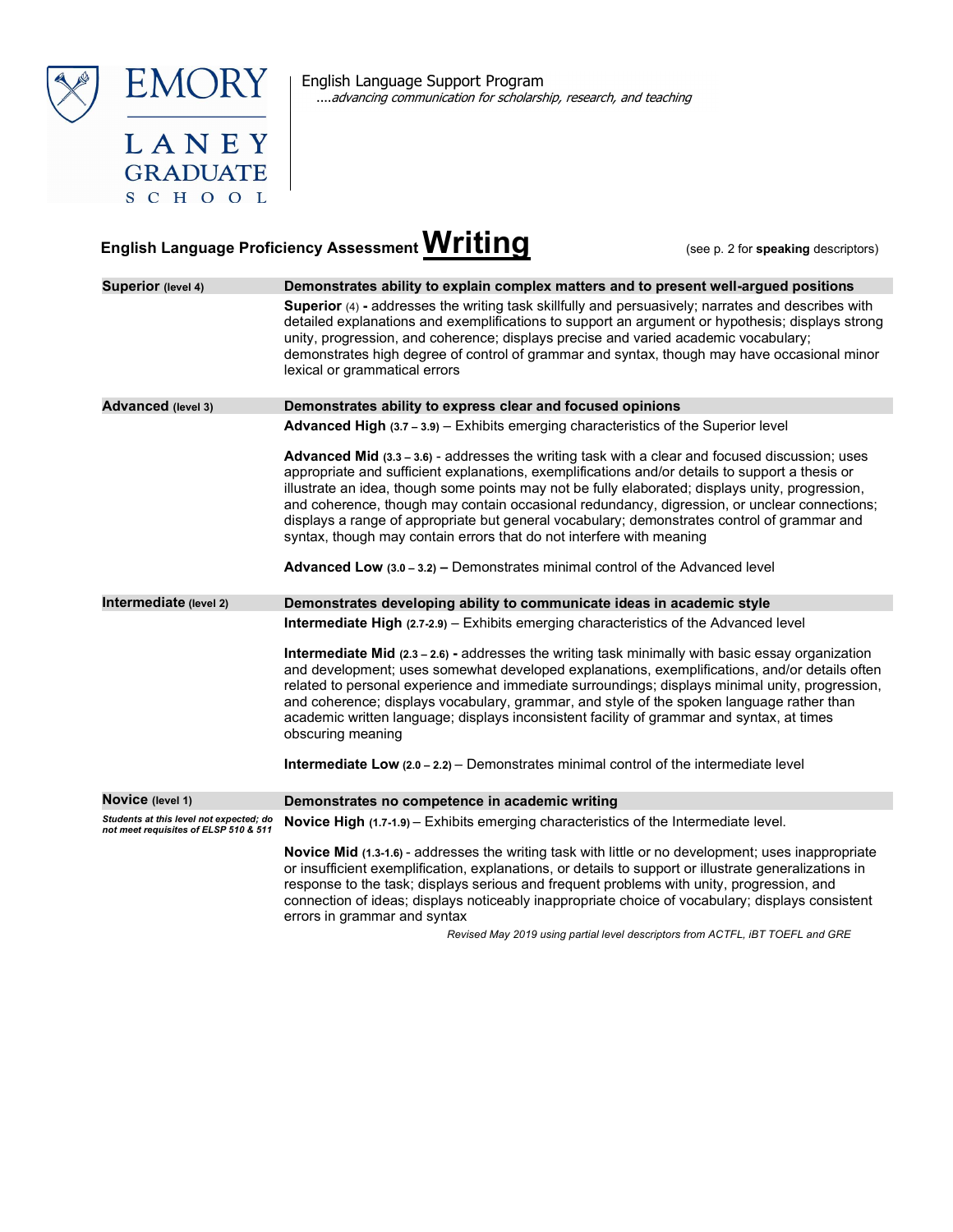EMORY LANEY GRADUATE SCHOOL

English Language Support Program
*....advancing communication for scholarship, research, and teaching*

## English Language Proficiency Assessment **Writing**

(see p. 2 for **speaking** descriptors)

| | |
|---|---|
| **Superior** (level 4) | **Demonstrates ability to explain complex matters and to present well-argued positions** |
| | **Superior** (4) **-** addresses the writing task skillfully and persuasively; narrates and describes with detailed explanations and exemplifications to support an argument or hypothesis; displays strong unity, progression, and coherence; displays precise and varied academic vocabulary; demonstrates high degree of control of grammar and syntax, though may have occasional minor lexical or grammatical errors |
| **Advanced** (level 3) | **Demonstrates ability to express clear and focused opinions** |
| | **Advanced High** (3.7 – 3.9) – Exhibits emerging characteristics of the Superior level |
| | **Advanced Mid** (3.3 – 3.6) - addresses the writing task with a clear and focused discussion; uses appropriate and sufficient explanations, exemplifications and/or details to support a thesis or illustrate an idea, though some points may not be fully elaborated; displays unity, progression, and coherence, though may contain occasional redundancy, digression, or unclear connections; displays a range of appropriate but general vocabulary; demonstrates control of grammar and syntax, though may contain errors that do not interfere with meaning |
| | **Advanced Low** (3.0 – 3.2) **–** Demonstrates minimal control of the Advanced level |
| **Intermediate** (level 2) | **Demonstrates developing ability to communicate ideas in academic style** |
| | **Intermediate High** (2.7-2.9) – Exhibits emerging characteristics of the Advanced level |
| | **Intermediate Mid** (2.3 – 2.6) **-** addresses the writing task minimally with basic essay organization and development; uses somewhat developed explanations, exemplifications, and/or details often related to personal experience and immediate surroundings; displays minimal unity, progression, and coherence; displays vocabulary, grammar, and style of the spoken language rather than academic written language; displays inconsistent facility of grammar and syntax, at times obscuring meaning |
| | **Intermediate Low** (2.0 – 2.2) – Demonstrates minimal control of the intermediate level |
| **Novice** (level 1) | **Demonstrates no competence in academic writing** |
| ***Students at this level not expected; do not meet requisites of ELSP 510 & 511*** | **Novice High** (1.7-1.9) – Exhibits emerging characteristics of the Intermediate level. |
| | **Novice Mid** (1.3-1.6) - addresses the writing task with little or no development; uses inappropriate or insufficient exemplification, explanations, or details to support or illustrate generalizations in response to the task; displays serious and frequent problems with unity, progression, and connection of ideas; displays noticeably inappropriate choice of vocabulary; displays consistent errors in grammar and syntax |

*Revised May 2019 using partial level descriptors from ACTFL, iBT TOEFL and GRE*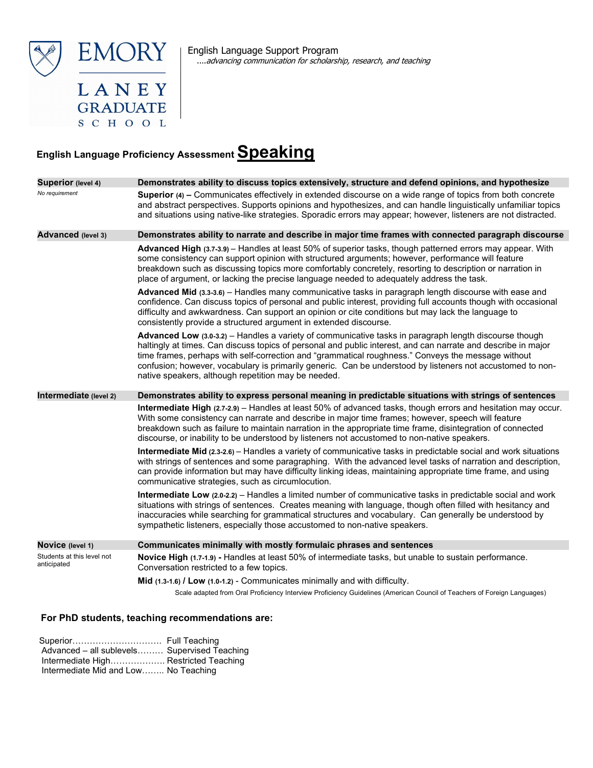EMORY LANEY GRADUATE SCHOOL

English Language Support Program
*....advancing communication for scholarship, research, and teaching*

## English Language Proficiency Assessment **Speaking**

| | |
|---|---|
| **Superior** (level 4) | **Demonstrates ability to discuss topics extensively, structure and defend opinions, and hypothesize** |
| *No requirement* | **Superior** (4) – Communicates effectively in extended discourse on a wide range of topics from both concrete and abstract perspectives. Supports opinions and hypothesizes, and can handle linguistically unfamiliar topics and situations using native-like strategies. Sporadic errors may appear; however, listeners are not distracted. |
| **Advanced** (level 3) | **Demonstrates ability to narrate and describe in major time frames with connected paragraph discourse** |
| | **Advanced High** (3.7-3.9) – Handles at least 50% of superior tasks, though patterned errors may appear. With some consistency can support opinion with structured arguments; however, performance will feature breakdown such as discussing topics more comfortably concretely, resorting to description or narration in place of argument, or lacking the precise language needed to adequately address the task. |
| | **Advanced Mid** (3.3-3.6) – Handles many communicative tasks in paragraph length discourse with ease and confidence. Can discuss topics of personal and public interest, providing full accounts though with occasional difficulty and awkwardness. Can support an opinion or cite conditions but may lack the language to consistently provide a structured argument in extended discourse. |
| | **Advanced Low** (3.0-3.2) – Handles a variety of communicative tasks in paragraph length discourse though haltingly at times. Can discuss topics of personal and public interest, and can narrate and describe in major time frames, perhaps with self-correction and "grammatical roughness." Conveys the message without confusion; however, vocabulary is primarily generic. Can be understood by listeners not accustomed to non-native speakers, although repetition may be needed. |
| **Intermediate** (level 2) | **Demonstrates ability to express personal meaning in predictable situations with strings of sentences** |
| | **Intermediate High** (2.7-2.9) – Handles at least 50% of advanced tasks, though errors and hesitation may occur. With some consistency can narrate and describe in major time frames; however, speech will feature breakdown such as failure to maintain narration in the appropriate time frame, disintegration of connected discourse, or inability to be understood by listeners not accustomed to non-native speakers. |
| | **Intermediate Mid** (2.3-2.6) – Handles a variety of communicative tasks in predictable social and work situations with strings of sentences and some paragraphing. With the advanced level tasks of narration and description, can provide information but may have difficulty linking ideas, maintaining appropriate time frame, and using communicative strategies, such as circumlocution. |
| | **Intermediate Low** (2.0-2.2) – Handles a limited number of communicative tasks in predictable social and work situations with strings of sentences. Creates meaning with language, though often filled with hesitancy and inaccuracies while searching for grammatical structures and vocabulary. Can generally be understood by sympathetic listeners, especially those accustomed to non-native speakers. |
| **Novice** (level 1) | **Communicates minimally with mostly formulaic phrases and sentences** |
| Students at this level not anticipated | **Novice High** (1.7-1.9) - Handles at least 50% of intermediate tasks, but unable to sustain performance. Conversation restricted to a few topics. |
| | **Mid** (1.3-1.6) / **Low** (1.0-1.2) - Communicates minimally and with difficulty. |

Scale adapted from Oral Proficiency Interview Proficiency Guidelines (American Council of Teachers of Foreign Languages)

### For PhD students, teaching recommendations are:

Superior…………………………. Full Teaching
Advanced – all sublevels……… Supervised Teaching
Intermediate High………………. Restricted Teaching
Intermediate Mid and Low…….. No Teaching